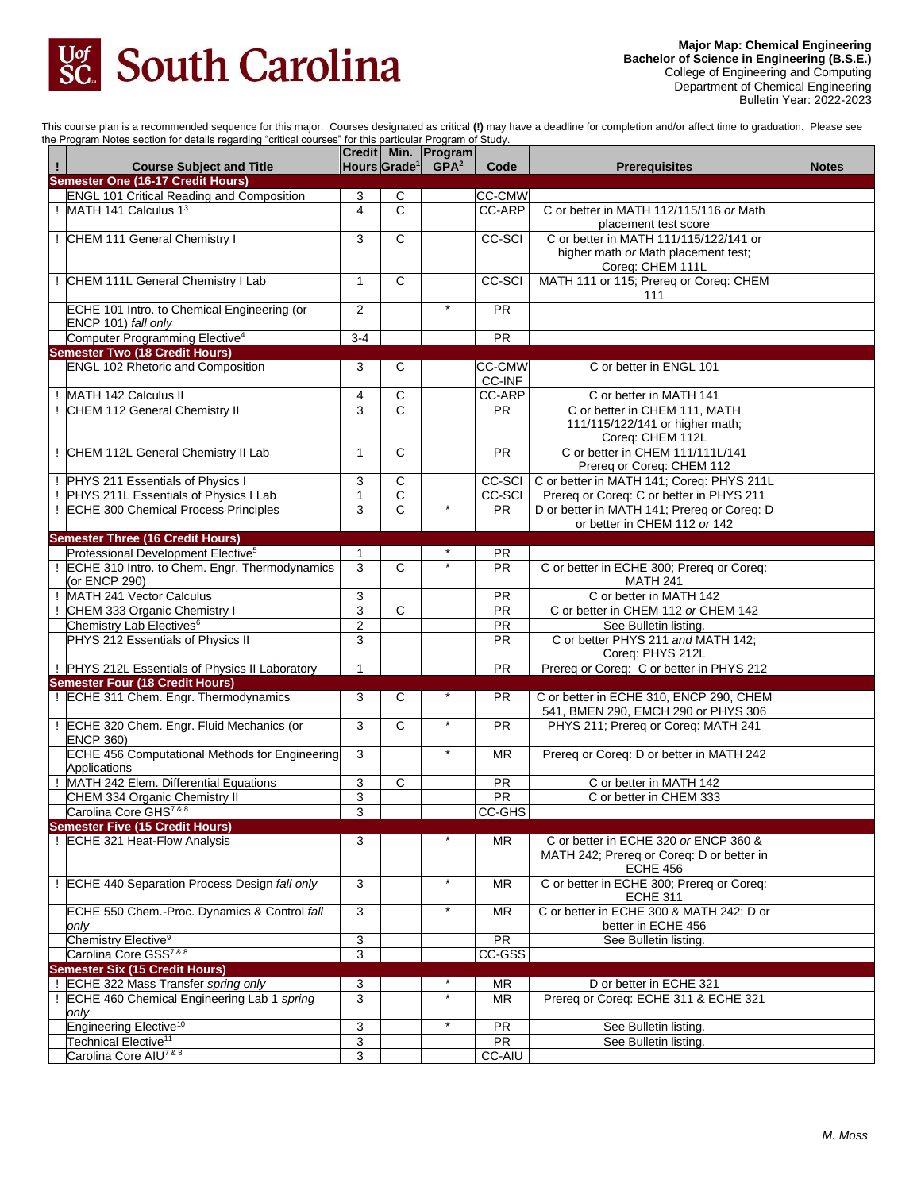**Major Map: Chemical Engineering**
**Bachelor of Science in Engineering (B.S.E.)**
College of Engineering and Computing
Department of Chemical Engineering
Bulletin Year: 2022-2023

This course plan is a recommended sequence for this major. Courses designated as critical **(!)** may have a deadline for completion and/or affect time to graduation. Please see the Program Notes section for details regarding "critical courses" for this particular Program of Study.

| ! | Course Subject and Title | Credit Hours | Min. Grade[1] | Program GPA[2] | Code | Prerequisites | Notes |
|---|---|---|---|---|---|---|---|
| **Semester One (16-17 Credit Hours)** | | | | | | | |
| | ENGL 101 Critical Reading and Composition | 3 | C | | CC-CMW | | |
| ! | MATH 141 Calculus 1[3] | 4 | C | | CC-ARP | C or better in MATH 112/115/116 *or* Math placement test score | |
| ! | CHEM 111 General Chemistry I | 3 | C | | CC-SCI | C or better in MATH 111/115/122/141 or higher math *or* Math placement test; Coreq: CHEM 111L | |
| ! | CHEM 111L General Chemistry I Lab | 1 | C | | CC-SCI | MATH 111 or 115; Prereq or Coreq: CHEM 111 | |
| | ECHE 101 Intro. to Chemical Engineering (or ENCP 101) *fall only* | 2 | | * | PR | | |
| | Computer Programming Elective[4] | 3-4 | | | PR | | |
| **Semester Two (18 Credit Hours)** | | | | | | | |
| | ENGL 102 Rhetoric and Composition | 3 | C | | CC-CMW CC-INF | C or better in ENGL 101 | |
| ! | MATH 142 Calculus II | 4 | C | | CC-ARP | C or better in MATH 141 | |
| ! | CHEM 112 General Chemistry II | 3 | C | | PR | C or better in CHEM 111, MATH 111/115/122/141 or higher math; Coreq: CHEM 112L | |
| ! | CHEM 112L General Chemistry II Lab | 1 | C | | PR | C or better in CHEM 111/111L/141 Prereq or Coreq: CHEM 112 | |
| ! | PHYS 211 Essentials of Physics I | 3 | C | | CC-SCI | C or better in MATH 141; Coreq: PHYS 211L | |
| ! | PHYS 211L Essentials of Physics I Lab | 1 | C | | CC-SCI | Prereq or Coreq: C or better in PHYS 211 | |
| ! | ECHE 300 Chemical Process Principles | 3 | C | * | PR | D or better in MATH 141; Prereq or Coreq: D or better in CHEM 112 *or* 142 | |
| **Semester Three (16 Credit Hours)** | | | | | | | |
| | Professional Development Elective[5] | 1 | | * | PR | | |
| ! | ECHE 310 Intro. to Chem. Engr. Thermodynamics (or ENCP 290) | 3 | C | * | PR | C or better in ECHE 300; Prereq or Coreq: MATH 241 | |
| ! | MATH 241 Vector Calculus | 3 | | | PR | C or better in MATH 142 | |
| ! | CHEM 333 Organic Chemistry I | 3 | C | | PR | C or better in CHEM 112 *or* CHEM 142 | |
| | Chemistry Lab Electives[6] | 2 | | | PR | See Bulletin listing. | |
| | PHYS 212 Essentials of Physics II | 3 | | | PR | C or better PHYS 211 *and* MATH 142; Coreq: PHYS 212L | |
| ! | PHYS 212L Essentials of Physics II Laboratory | 1 | | | PR | Prereq or Coreq: C or better in PHYS 212 | |
| **Semester Four (18 Credit Hours)** | | | | | | | |
| ! | ECHE 311 Chem. Engr. Thermodynamics | 3 | C | * | PR | C or better in ECHE 310, ENCP 290, CHEM 541, BMEN 290, EMCH 290 or PHYS 306 | |
| ! | ECHE 320 Chem. Engr. Fluid Mechanics (or ENCP 360) | 3 | C | * | PR | PHYS 211; Prereq or Coreq: MATH 241 | |
| | ECHE 456 Computational Methods for Engineering Applications | 3 | | * | MR | Prereq or Coreq: D or better in MATH 242 | |
| ! | MATH 242 Elem. Differential Equations | 3 | C | | PR | C or better in MATH 142 | |
| | CHEM 334 Organic Chemistry II | 3 | | | PR | C or better in CHEM 333 | |
| | Carolina Core GHS[7 & 8] | 3 | | | CC-GHS | | |
| **Semester Five (15 Credit Hours)** | | | | | | | |
| ! | ECHE 321 Heat-Flow Analysis | 3 | | * | MR | C or better in ECHE 320 *or* ENCP 360 & MATH 242; Prereq or Coreq: D or better in ECHE 456 | |
| ! | ECHE 440 Separation Process Design *fall only* | 3 | | * | MR | C or better in ECHE 300; Prereq or Coreq: ECHE 311 | |
| | ECHE 550 Chem.-Proc. Dynamics & Control *fall only* | 3 | | * | MR | C or better in ECHE 300 & MATH 242; D or better in ECHE 456 | |
| | Chemistry Elective[9] | 3 | | | PR | See Bulletin listing. | |
| | Carolina Core GSS[7 & 8] | 3 | | | CC-GSS | | |
| **Semester Six (15 Credit Hours)** | | | | | | | |
| ! | ECHE 322 Mass Transfer *spring only* | 3 | | * | MR | D or better in ECHE 321 | |
| ! | ECHE 460 Chemical Engineering Lab 1 *spring only* | 3 | | * | MR | Prereq or Coreq: ECHE 311 & ECHE 321 | |
| | Engineering Elective[10] | 3 | | * | PR | See Bulletin listing. | |
| | Technical Elective[11] | 3 | | | PR | See Bulletin listing. | |
| | Carolina Core AIU[7 & 8] | 3 | | | CC-AIU | | |

*M. Moss*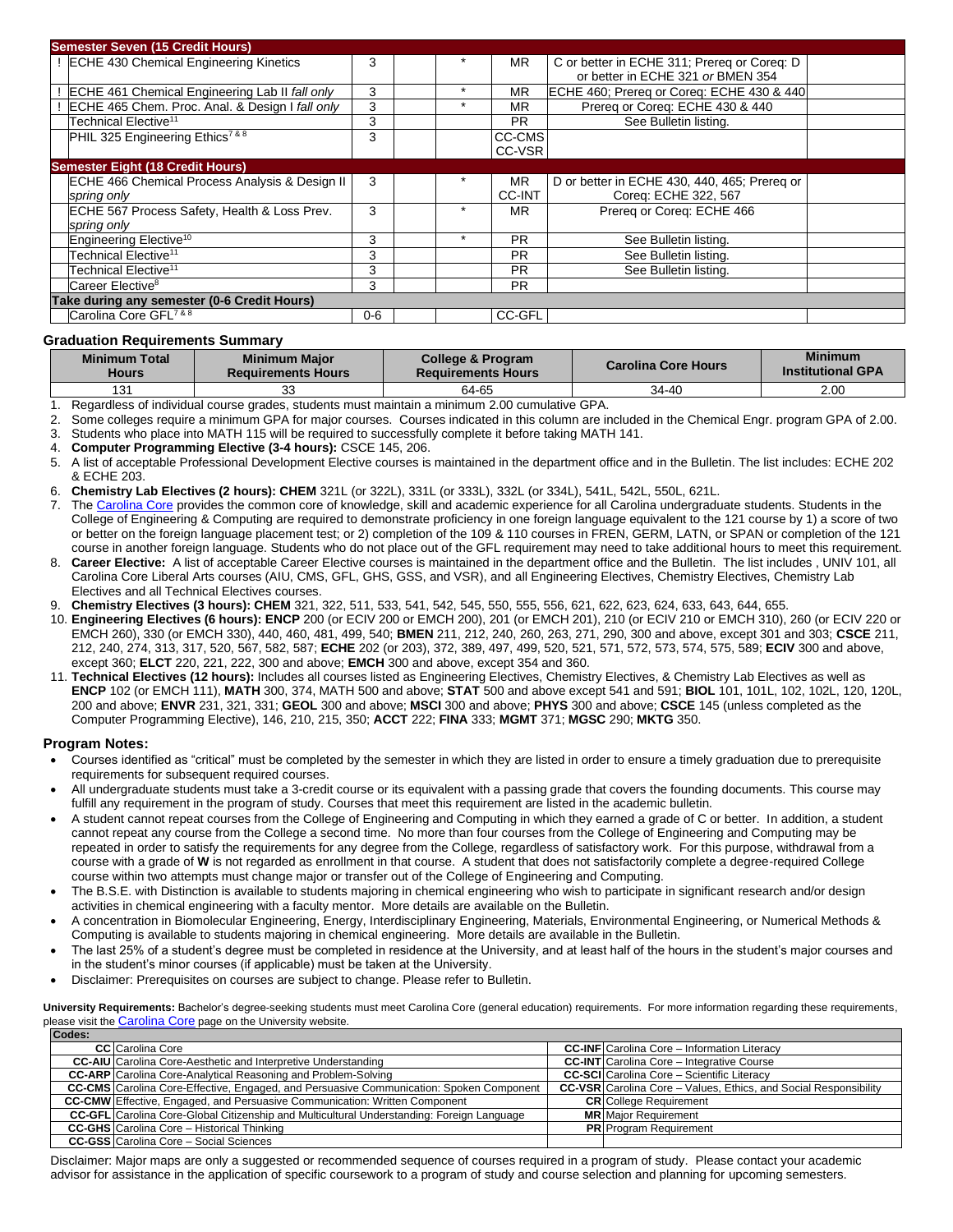| | | | | | | | |
|---|---|---|---|---|---|---|---|
| **Semester Seven (15 Credit Hours)** | | | | | | | |
| ! | ECHE 430 Chemical Engineering Kinetics | 3 | | * | MR | C or better in ECHE 311; Prereq or Coreq: D or better in ECHE 321 *or* BMEN 354 | |
| ! | ECHE 461 Chemical Engineering Lab II *fall only* | 3 | | * | MR | ECHE 460; Prereq or Coreq: ECHE 430 & 440 | |
| ! | ECHE 465 Chem. Proc. Anal. & Design I *fall only* | 3 | | * | MR | Prereq or Coreq: ECHE 430 & 440 | |
| | Technical Elective[11] | 3 | | | PR | See Bulletin listing. | |
| | PHIL 325 Engineering Ethics[7 & 8] | 3 | | | CC-CMS CC-VSR | | |
| **Semester Eight (18 Credit Hours)** | | | | | | | |
| | ECHE 466 Chemical Process Analysis & Design II *spring only* | 3 | | * | MR CC-INT | D or better in ECHE 430, 440, 465; Prereq or Coreq: ECHE 322, 567 | |
| | ECHE 567 Process Safety, Health & Loss Prev. *spring only* | 3 | | * | MR | Prereq or Coreq: ECHE 466 | |
| | Engineering Elective[10] | 3 | | * | PR | See Bulletin listing. | |
| | Technical Elective[11] | 3 | | | PR | See Bulletin listing. | |
| | Technical Elective[11] | 3 | | | PR | See Bulletin listing. | |
| | Career Elective[8] | 3 | | | PR | | |
| **Take during any semester (0-6 Credit Hours)** | | | | | | | |
| | Carolina Core GFL[7 & 8] | 0-6 | | | CC-GFL | | |

## Graduation Requirements Summary

| Minimum Total Hours | Minimum Major Requirements Hours | College & Program Requirements Hours | Carolina Core Hours | Minimum Institutional GPA |
|---|---|---|---|---|
| 131 | 33 | 64-65 | 34-40 | 2.00 |

1. Regardless of individual course grades, students must maintain a minimum 2.00 cumulative GPA.
2. Some colleges require a minimum GPA for major courses. Courses indicated in this column are included in the Chemical Engr. program GPA of 2.00.
3. Students who place into MATH 115 will be required to successfully complete it before taking MATH 141.
4. **Computer Programming Elective (3-4 hours):** CSCE 145, 206.
5. A list of acceptable Professional Development Elective courses is maintained in the department office and in the Bulletin. The list includes: ECHE 202 & ECHE 203.
6. **Chemistry Lab Electives (2 hours): CHEM** 321L (or 322L), 331L (or 333L), 332L (or 334L), 541L, 542L, 550L, 621L.
7. The Carolina Core provides the common core of knowledge, skill and academic experience for all Carolina undergraduate students. Students in the College of Engineering & Computing are required to demonstrate proficiency in one foreign language equivalent to the 121 course by 1) a score of two or better on the foreign language placement test; or 2) completion of the 109 & 110 courses in FREN, GERM, LATN, or SPAN or completion of the 121 course in another foreign language. Students who do not place out of the GFL requirement may need to take additional hours to meet this requirement.
8. **Career Elective:** A list of acceptable Career Elective courses is maintained in the department office and the Bulletin. The list includes , UNIV 101, all Carolina Core Liberal Arts courses (AIU, CMS, GFL, GHS, GSS, and VSR), and all Engineering Electives, Chemistry Electives, Chemistry Lab Electives and all Technical Electives courses.
9. **Chemistry Electives (3 hours): CHEM** 321, 322, 511, 533, 541, 542, 545, 550, 555, 556, 621, 622, 623, 624, 633, 643, 644, 655.
10. **Engineering Electives (6 hours): ENCP** 200 (or ECIV 200 or EMCH 200), 201 (or EMCH 201), 210 (or ECIV 210 or EMCH 310), 260 (or ECIV 220 or EMCH 260), 330 (or EMCH 330), 440, 460, 481, 499, 540; **BMEN** 211, 212, 240, 260, 263, 271, 290, 300 and above, except 301 and 303; **CSCE** 211, 212, 240, 274, 313, 317, 520, 567, 582, 587; **ECHE** 202 (or 203), 372, 389, 497, 499, 520, 521, 571, 572, 573, 574, 575, 589; **ECIV** 300 and above, except 360; **ELCT** 220, 221, 222, 300 and above; **EMCH** 300 and above, except 354 and 360.
11. **Technical Electives (12 hours):** Includes all courses listed as Engineering Electives, Chemistry Electives, & Chemistry Lab Electives as well as **ENCP** 102 (or EMCH 111), **MATH** 300, 374, MATH 500 and above; **STAT** 500 and above except 541 and 591; **BIOL** 101, 101L, 102, 102L, 120, 120L, 200 and above; **ENVR** 231, 321, 331; **GEOL** 300 and above; **MSCI** 300 and above; **PHYS** 300 and above; **CSCE** 145 (unless completed as the Computer Programming Elective), 146, 210, 215, 350; **ACCT** 222; **FINA** 333; **MGMT** 371; **MGSC** 290; **MKTG** 350.

## Program Notes:

- Courses identified as "critical" must be completed by the semester in which they are listed in order to ensure a timely graduation due to prerequisite requirements for subsequent required courses.
- All undergraduate students must take a 3-credit course or its equivalent with a passing grade that covers the founding documents. This course may fulfill any requirement in the program of study. Courses that meet this requirement are listed in the academic bulletin.
- A student cannot repeat courses from the College of Engineering and Computing in which they earned a grade of C or better. In addition, a student cannot repeat any course from the College a second time. No more than four courses from the College of Engineering and Computing may be repeated in order to satisfy the requirements for any degree from the College, regardless of satisfactory work. For this purpose, withdrawal from a course with a grade of **W** is not regarded as enrollment in that course. A student that does not satisfactorily complete a degree-required College course within two attempts must change major or transfer out of the College of Engineering and Computing.
- The B.S.E. with Distinction is available to students majoring in chemical engineering who wish to participate in significant research and/or design activities in chemical engineering with a faculty mentor. More details are available on the Bulletin.
- A concentration in Biomolecular Engineering, Energy, Interdisciplinary Engineering, Materials, Environmental Engineering, or Numerical Methods & Computing is available to students majoring in chemical engineering. More details are available in the Bulletin.
- The last 25% of a student's degree must be completed in residence at the University, and at least half of the hours in the student's major courses and in the student's minor courses (if applicable) must be taken at the University.
- Disclaimer: Prerequisites on courses are subject to change. Please refer to Bulletin.

**University Requirements:** Bachelor's degree-seeking students must meet Carolina Core (general education) requirements. For more information regarding these requirements, please visit the Carolina Core page on the University website.

| **Codes:** | | | |
|---|---|---|---|
| **CC** | Carolina Core | **CC-INF** | Carolina Core – Information Literacy |
| **CC-AIU** | Carolina Core-Aesthetic and Interpretive Understanding | **CC-INT** | Carolina Core – Integrative Course |
| **CC-ARP** | Carolina Core-Analytical Reasoning and Problem-Solving | **CC-SCI** | Carolina Core – Scientific Literacy |
| **CC-CMS** | Carolina Core-Effective, Engaged, and Persuasive Communication: Spoken Component | **CC-VSR** | Carolina Core – Values, Ethics, and Social Responsibility |
| **CC-CMW** | Effective, Engaged, and Persuasive Communication: Written Component | **CR** | College Requirement |
| **CC-GFL** | Carolina Core-Global Citizenship and Multicultural Understanding: Foreign Language | **MR** | Major Requirement |
| **CC-GHS** | Carolina Core – Historical Thinking | **PR** | Program Requirement |
| **CC-GSS** | Carolina Core – Social Sciences | | |

Disclaimer: Major maps are only a suggested or recommended sequence of courses required in a program of study. Please contact your academic advisor for assistance in the application of specific coursework to a program of study and course selection and planning for upcoming semesters.